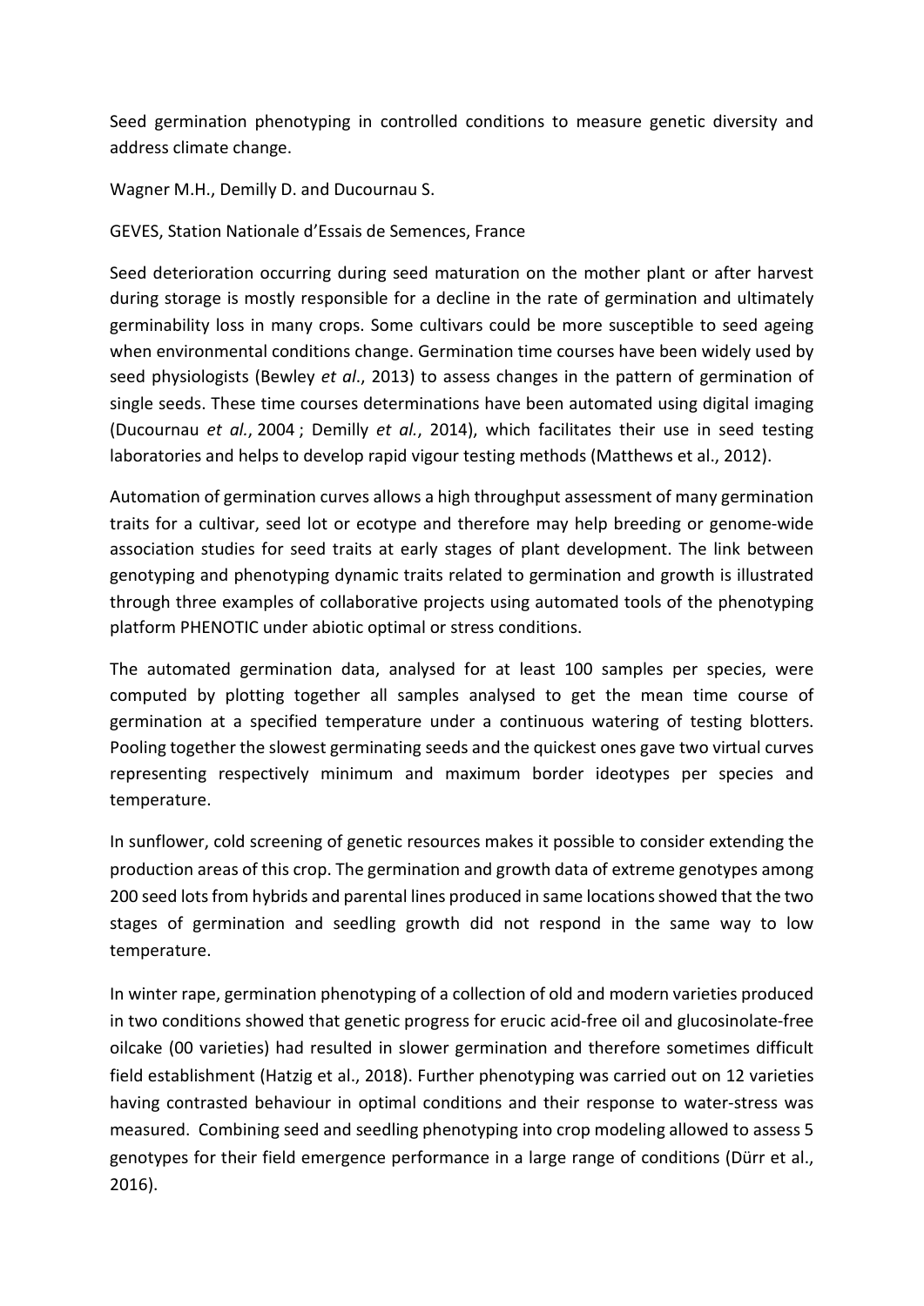Seed germination phenotyping in controlled conditions to measure genetic diversity and address climate change.

Wagner M.H., Demilly D. and Ducournau S.

GEVES, Station Nationale d'Essais de Semences, France

Seed deterioration occurring during seed maturation on the mother plant or after harvest during storage is mostly responsible for a decline in the rate of germination and ultimately germinability loss in many crops. Some cultivars could be more susceptible to seed ageing when environmental conditions change. Germination time courses have been widely used by seed physiologists (Bewley *et al.*, 2013) to assess changes in the pattern of germination of single seeds. These time courses determinations have been automated using digital imaging (Ducournau *et al.*, 2004 ; Demilly *et al.*, 2014), which facilitates their use in seed testing laboratories and helps to develop rapid vigour testing methods (Matthews et al., 2012).

Automation of germination curves allows a high throughput assessment of many germination traits for a cultivar, seed lot or ecotype and therefore may help breeding or genome-wide association studies for seed traits at early stages of plant development. The link between genotyping and phenotyping dynamic traits related to germination and growth is illustrated through three examples of collaborative projects using automated tools of the phenotyping platform PHENOTIC under abiotic optimal or stress conditions.

The automated germination data, analysed for at least 100 samples per species, were computed by plotting together all samples analysed to get the mean time course of germination at a specified temperature under a continuous watering of testing blotters. Pooling together the slowest germinating seeds and the quickest ones gave two virtual curves representing respectively minimum and maximum border ideotypes per species and temperature.

In sunflower, cold screening of genetic resources makes it possible to consider extending the production areas of this crop. The germination and growth data of extreme genotypes among 200 seed lots from hybrids and parental lines produced in same locations showed that the two stages of germination and seedling growth did not respond in the same way to low temperature.

In winter rape, germination phenotyping of a collection of old and modern varieties produced in two conditions showed that genetic progress for erucic acid-free oil and glucosinolate-free oilcake (00 varieties) had resulted in slower germination and therefore sometimes difficult field establishment (Hatzig et al., 2018). Further phenotyping was carried out on 12 varieties having contrasted behaviour in optimal conditions and their response to water-stress was measured. Combining seed and seedling phenotyping into crop modeling allowed to assess 5 genotypes for their field emergence performance in a large range of conditions (Dürr et al., 2016).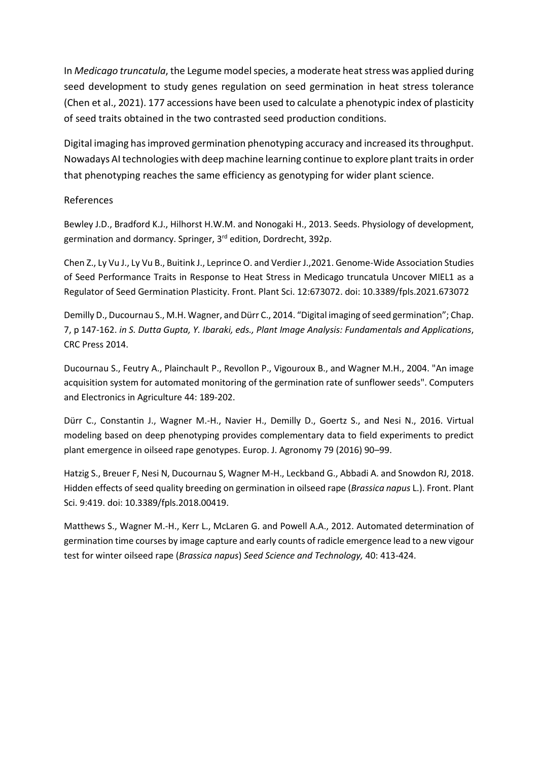In *Medicago truncatula*, the Legume model species, a moderate heat stress was applied during seed development to study genes regulation on seed germination in heat stress tolerance (Chen et al., 2021). 177 accessions have been used to calculate a phenotypic index of plasticity of seed traits obtained in the two contrasted seed production conditions.

Digital imaging has improved germination phenotyping accuracy and increased its throughput. Nowadays AI technologies with deep machine learning continue to explore plant traits in order that phenotyping reaches the same efficiency as genotyping for wider plant science.

References

Bewley J.D., Bradford K.J., Hilhorst H.W.M. and Nonogaki H., 2013. Seeds. Physiology of development, germination and dormancy. Springer, 3rd edition, Dordrecht, 392p.

Chen Z., Ly Vu J., Ly Vu B., Buitink J., Leprince O. and Verdier J.,2021. Genome-Wide Association Studies of Seed Performance Traits in Response to Heat Stress in Medicago truncatula Uncover MIEL1 as a Regulator of Seed Germination Plasticity. Front. Plant Sci. 12:673072. doi: 10.3389/fpls.2021.673072

Demilly D., Ducournau S., M.H. Wagner, and Dürr C., 2014. "Digital imaging of seed germination"; Chap. 7, p 147-162. *in S. Dutta Gupta, Y. Ibaraki, eds., Plant Image Analysis: Fundamentals and Applications*, CRC Press 2014.

Ducournau S., Feutry A., Plainchault P., Revollon P., Vigouroux B., and Wagner M.H., 2004. "An image acquisition system for automated monitoring of the germination rate of sunflower seeds". Computers and Electronics in Agriculture 44: 189-202.

Dürr C., Constantin J., Wagner M.-H., Navier H., Demilly D., Goertz S., and Nesi N., 2016. Virtual modeling based on deep phenotyping provides complementary data to field experiments to predict plant emergence in oilseed rape genotypes. Europ. J. Agronomy 79 (2016) 90–99.

Hatzig S., Breuer F, Nesi N, Ducournau S, Wagner M-H., Leckband G., Abbadi A. and Snowdon RJ, 2018. Hidden effects of seed quality breeding on germination in oilseed rape (*Brassica napus* L.). Front. Plant Sci. 9:419. doi: 10.3389/fpls.2018.00419.

Matthews S., Wagner M.-H., Kerr L., McLaren G. and Powell A.A., 2012. Automated determination of germination time courses by image capture and early counts of radicle emergence lead to a new vigour test for winter oilseed rape (*Brassica napus*) *Seed Science and Technology,* 40: 413-424.